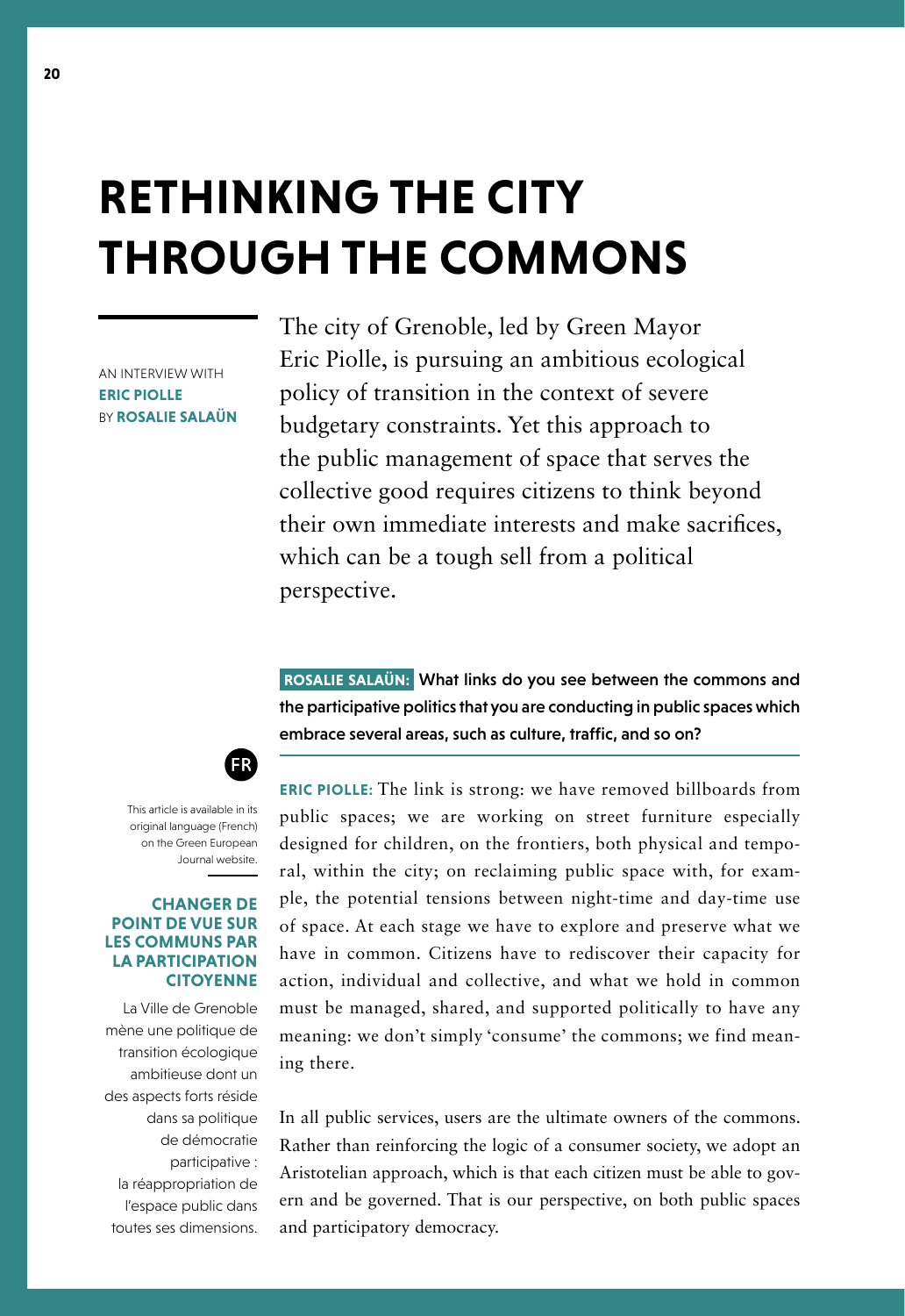# RETHINKING THE CITY THROUGH THE COMMONS

AN INTERVIEW WITH **ERIC PIOLLE** BY **ROSALIE SALAÜN**

The city of Grenoble, led by Green Mayor Eric Piolle, is pursuing an ambitious ecological policy of transition in the context of severe budgetary constraints. Yet this approach to the public management of space that serves the collective good requires citizens to think beyond their own immediate interests and make sacrifices, which can be a tough sell from a political perspective.

FR

This article is available in its original language (French) on the Green European Journal website.

**CHANGER DE POINT DE VUE SUR LES COMMUNS PAR LA PARTICIPATION CITOYENNE**

La Ville de Grenoble mène une politique de transition écologique ambitieuse dont un des aspects forts réside dans sa politique de démocratie participative : la réappropriation de l'espace public dans toutes ses dimensions.

**ROSALIE SALAÜN: What links do you see between the commons and the participative politics that you are conducting in public spaces which embrace several areas, such as culture, traffic, and so on?**

**ERIC PIOLLE:** The link is strong: we have removed billboards from public spaces; we are working on street furniture especially designed for children, on the frontiers, both physical and temporal, within the city; on reclaiming public space with, for example, the potential tensions between night-time and day-time use of space. At each stage we have to explore and preserve what we have in common. Citizens have to rediscover their capacity for action, individual and collective, and what we hold in common must be managed, shared, and supported politically to have any meaning: we don't simply 'consume' the commons; we find meaning there.

In all public services, users are the ultimate owners of the commons. Rather than reinforcing the logic of a consumer society, we adopt an Aristotelian approach, which is that each citizen must be able to govern and be governed. That is our perspective, on both public spaces and participatory democracy.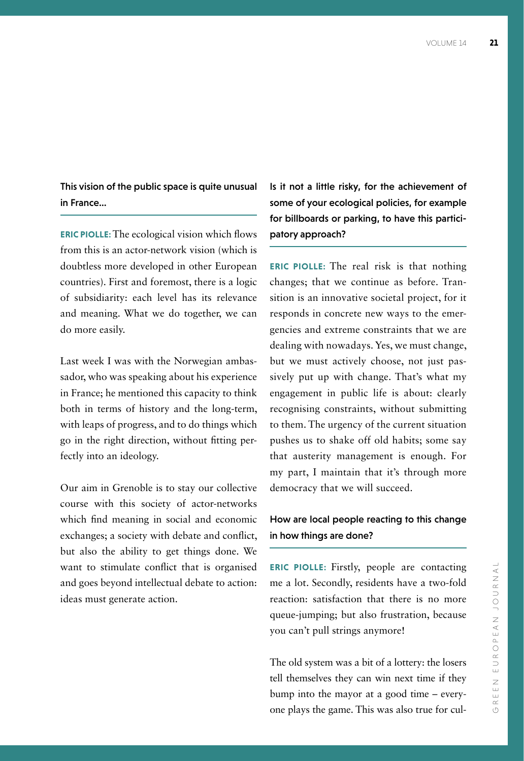**This vision of the public space is quite unusual in France…**

**ERIC PIOLLE:** The ecological vision which flows from this is an actor-network vision (which is doubtless more developed in other European countries). First and foremost, there is a logic of subsidiarity: each level has its relevance and meaning. What we do together, we can do more easily.

Last week I was with the Norwegian ambassador, who was speaking about his experience in France; he mentioned this capacity to think both in terms of history and the long-term, with leaps of progress, and to do things which go in the right direction, without fitting perfectly into an ideology.

Our aim in Grenoble is to stay our collective course with this society of actor-networks which find meaning in social and economic exchanges; a society with debate and conflict, but also the ability to get things done. We want to stimulate conflict that is organised and goes beyond intellectual debate to action: ideas must generate action.

**Is it not a little risky, for the achievement of some of your ecological policies, for example for billboards or parking, to have this participatory approach?**

**ERIC PIOLLE:** The real risk is that nothing changes; that we continue as before. Transition is an innovative societal project, for it responds in concrete new ways to the emergencies and extreme constraints that we are dealing with nowadays. Yes, we must change, but we must actively choose, not just passively put up with change. That's what my engagement in public life is about: clearly recognising constraints, without submitting to them. The urgency of the current situation pushes us to shake off old habits; some say that austerity management is enough. For my part, I maintain that it's through more democracy that we will succeed.

**How are local people reacting to this change in how things are done?**

**ERIC PIOLLE:** Firstly, people are contacting me a lot. Secondly, residents have a two-fold reaction: satisfaction that there is no more queue-jumping; but also frustration, because you can't pull strings anymore!

The old system was a bit of a lottery: the losers tell themselves they can win next time if they bump into the mayor at a good time – everyone plays the game. This was also true for cul-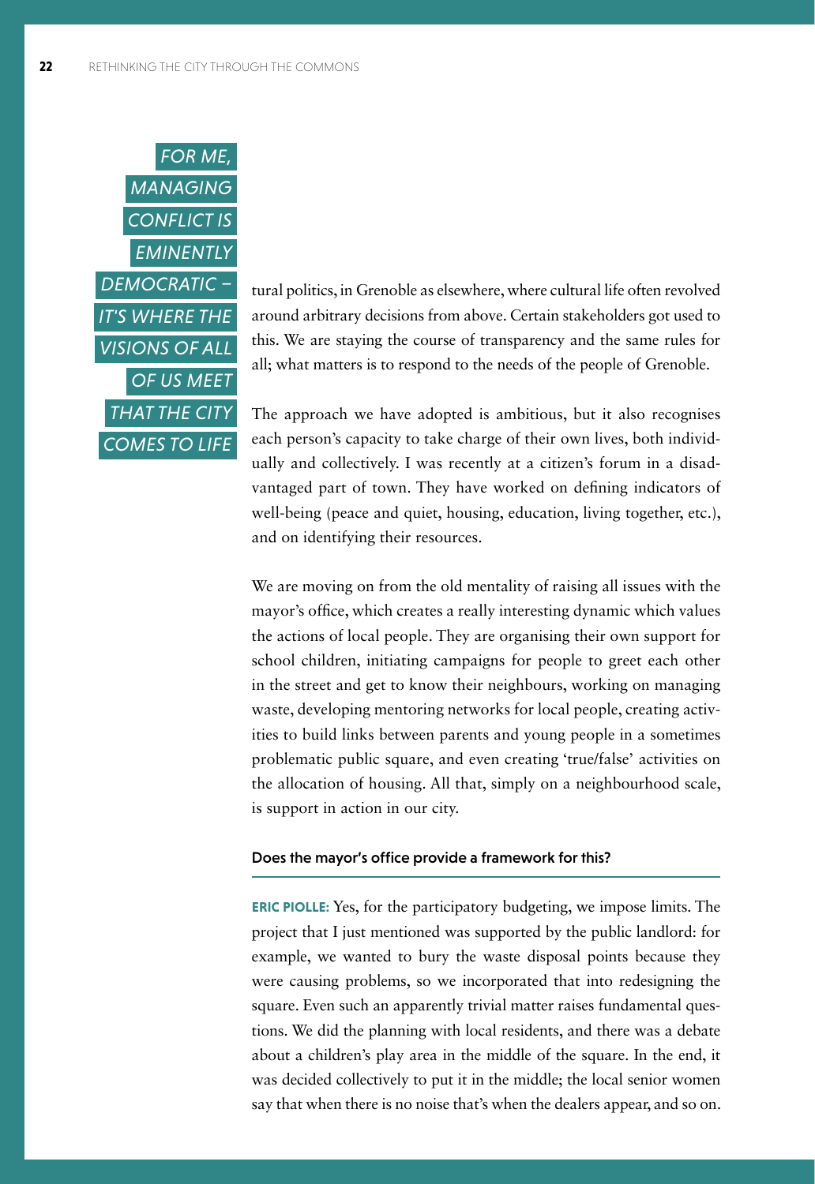*FOR ME, MANAGING CONFLICT IS EMINENTLY DEMOCRATIC – IT'S WHERE THE VISIONS OF ALL OF US MEET THAT THE CITY COMES TO LIFE*

tural politics, in Grenoble as elsewhere, where cultural life often revolved around arbitrary decisions from above. Certain stakeholders got used to this. We are staying the course of transparency and the same rules for all; what matters is to respond to the needs of the people of Grenoble.

The approach we have adopted is ambitious, but it also recognises each person's capacity to take charge of their own lives, both individually and collectively. I was recently at a citizen's forum in a disadvantaged part of town. They have worked on defining indicators of well-being (peace and quiet, housing, education, living together, etc.), and on identifying their resources.

We are moving on from the old mentality of raising all issues with the mayor's office, which creates a really interesting dynamic which values the actions of local people. They are organising their own support for school children, initiating campaigns for people to greet each other in the street and get to know their neighbours, working on managing waste, developing mentoring networks for local people, creating activities to build links between parents and young people in a sometimes problematic public square, and even creating 'true/false' activities on the allocation of housing. All that, simply on a neighbourhood scale, is support in action in our city.

**Does the mayor's office provide a framework for this?**

**ERIC PIOLLE:** Yes, for the participatory budgeting, we impose limits. The project that I just mentioned was supported by the public landlord: for example, we wanted to bury the waste disposal points because they were causing problems, so we incorporated that into redesigning the square. Even such an apparently trivial matter raises fundamental questions. We did the planning with local residents, and there was a debate about a children's play area in the middle of the square. In the end, it was decided collectively to put it in the middle; the local senior women say that when there is no noise that's when the dealers appear, and so on.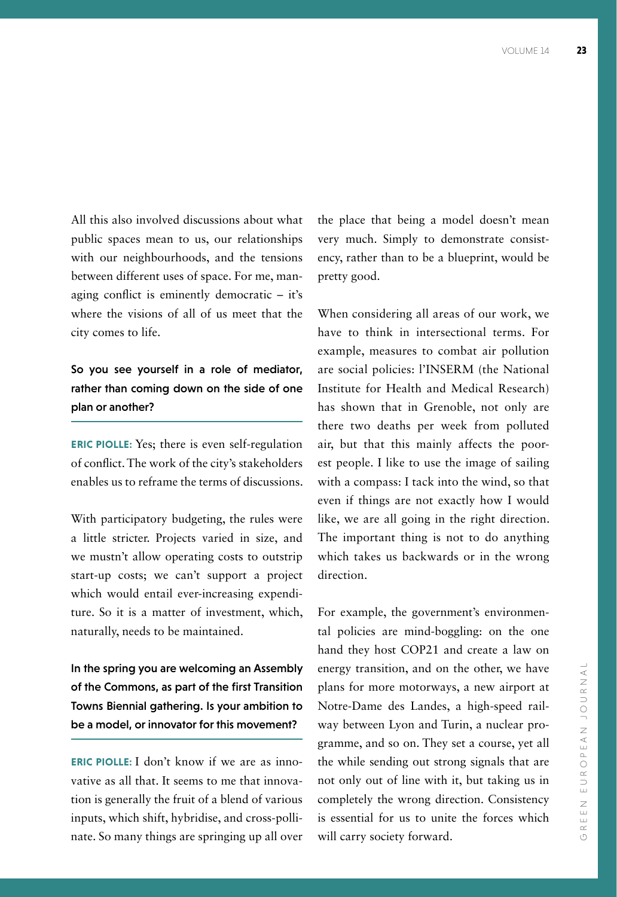All this also involved discussions about what public spaces mean to us, our relationships with our neighbourhoods, and the tensions between different uses of space. For me, managing conflict is eminently democratic – it's where the visions of all of us meet that the city comes to life.

**So you see yourself in a role of mediator, rather than coming down on the side of one plan or another?**

**ERIC PIOLLE:** Yes; there is even self-regulation of conflict. The work of the city's stakeholders enables us to reframe the terms of discussions.

With participatory budgeting, the rules were a little stricter. Projects varied in size, and we mustn't allow operating costs to outstrip start-up costs; we can't support a project which would entail ever-increasing expenditure. So it is a matter of investment, which, naturally, needs to be maintained.

**In the spring you are welcoming an Assembly of the Commons, as part of the first Transition Towns Biennial gathering. Is your ambition to be a model, or innovator for this movement?**

**ERIC PIOLLE:** I don't know if we are as innovative as all that. It seems to me that innovation is generally the fruit of a blend of various inputs, which shift, hybridise, and cross-pollinate. So many things are springing up all over the place that being a model doesn't mean very much. Simply to demonstrate consistency, rather than to be a blueprint, would be pretty good.

When considering all areas of our work, we have to think in intersectional terms. For example, measures to combat air pollution are social policies: l'INSERM (the National Institute for Health and Medical Research) has shown that in Grenoble, not only are there two deaths per week from polluted air, but that this mainly affects the poorest people. I like to use the image of sailing with a compass: I tack into the wind, so that even if things are not exactly how I would like, we are all going in the right direction. The important thing is not to do anything which takes us backwards or in the wrong direction.

For example, the government's environmental policies are mind-boggling: on the one hand they host COP21 and create a law on energy transition, and on the other, we have plans for more motorways, a new airport at Notre-Dame des Landes, a high-speed railway between Lyon and Turin, a nuclear programme, and so on. They set a course, yet all the while sending out strong signals that are not only out of line with it, but taking us in completely the wrong direction. Consistency is essential for us to unite the forces which will carry society forward.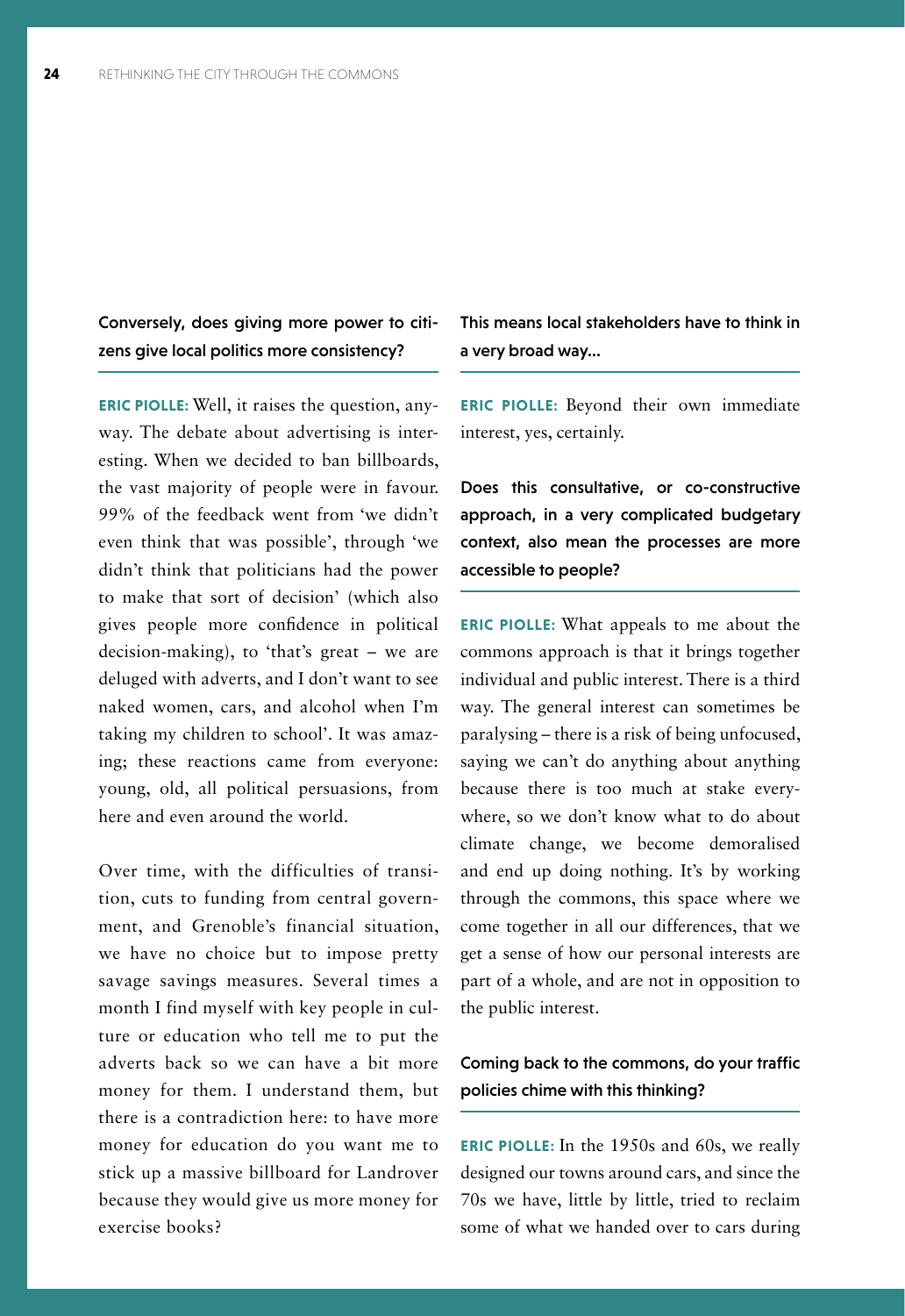**Conversely, does giving more power to citizens give local politics more consistency?**

**ERIC PIOLLE:** Well, it raises the question, anyway. The debate about advertising is interesting. When we decided to ban billboards, the vast majority of people were in favour. 99% of the feedback went from 'we didn't even think that was possible', through 'we didn't think that politicians had the power to make that sort of decision' (which also gives people more confidence in political decision-making), to 'that's great – we are deluged with adverts, and I don't want to see naked women, cars, and alcohol when I'm taking my children to school'. It was amazing; these reactions came from everyone: young, old, all political persuasions, from here and even around the world.

Over time, with the difficulties of transition, cuts to funding from central government, and Grenoble's financial situation, we have no choice but to impose pretty savage savings measures. Several times a month I find myself with key people in culture or education who tell me to put the adverts back so we can have a bit more money for them. I understand them, but there is a contradiction here: to have more money for education do you want me to stick up a massive billboard for Landrover because they would give us more money for exercise books?

**This means local stakeholders have to think in a very broad way...**

**ERIC PIOLLE:** Beyond their own immediate interest, yes, certainly.

**Does this consultative, or co-constructive approach, in a very complicated budgetary context, also mean the processes are more accessible to people?**

**ERIC PIOLLE:** What appeals to me about the commons approach is that it brings together individual and public interest. There is a third way. The general interest can sometimes be paralysing – there is a risk of being unfocused, saying we can't do anything about anything because there is too much at stake everywhere, so we don't know what to do about climate change, we become demoralised and end up doing nothing. It's by working through the commons, this space where we come together in all our differences, that we get a sense of how our personal interests are part of a whole, and are not in opposition to the public interest.

**Coming back to the commons, do your traffic policies chime with this thinking?**

**ERIC PIOLLE:** In the 1950s and 60s, we really designed our towns around cars, and since the 70s we have, little by little, tried to reclaim some of what we handed over to cars during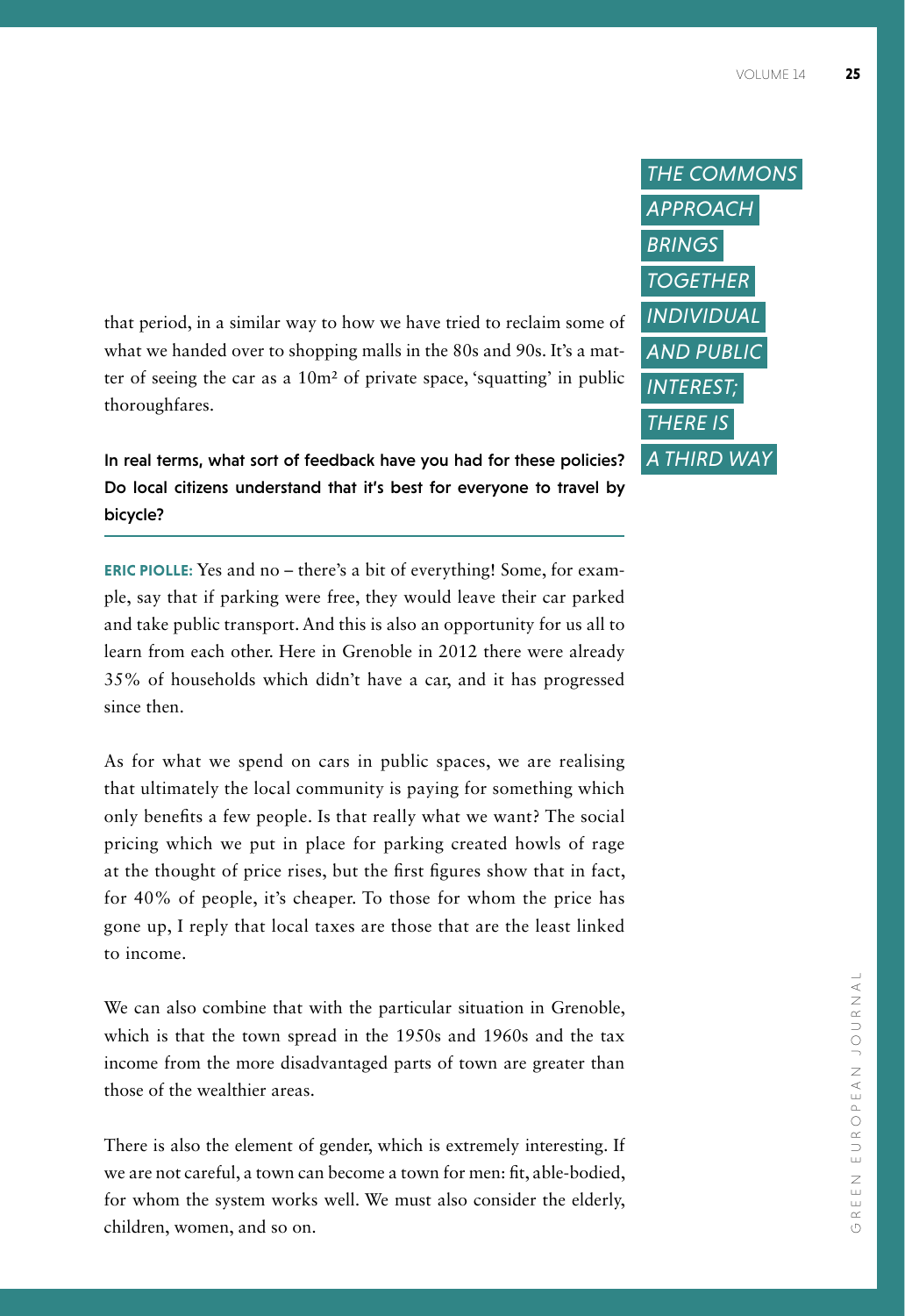that period, in a similar way to how we have tried to reclaim some of what we handed over to shopping malls in the 80s and 90s. It's a matter of seeing the car as a 10m² of private space, 'squatting' in public thoroughfares.

> *THE COMMONS APPROACH BRINGS TOGETHER INDIVIDUAL AND PUBLIC INTEREST; THERE IS A THIRD WAY*

**In real terms, what sort of feedback have you had for these policies? Do local citizens understand that it's best for everyone to travel by bicycle?**

**ERIC PIOLLE:** Yes and no – there's a bit of everything! Some, for example, say that if parking were free, they would leave their car parked and take public transport. And this is also an opportunity for us all to learn from each other. Here in Grenoble in 2012 there were already 35% of households which didn't have a car, and it has progressed since then.

As for what we spend on cars in public spaces, we are realising that ultimately the local community is paying for something which only benefits a few people. Is that really what we want? The social pricing which we put in place for parking created howls of rage at the thought of price rises, but the first figures show that in fact, for 40% of people, it's cheaper. To those for whom the price has gone up, I reply that local taxes are those that are the least linked to income.

We can also combine that with the particular situation in Grenoble, which is that the town spread in the 1950s and 1960s and the tax income from the more disadvantaged parts of town are greater than those of the wealthier areas.

There is also the element of gender, which is extremely interesting. If we are not careful, a town can become a town for men: fit, able-bodied, for whom the system works well. We must also consider the elderly, children, women, and so on.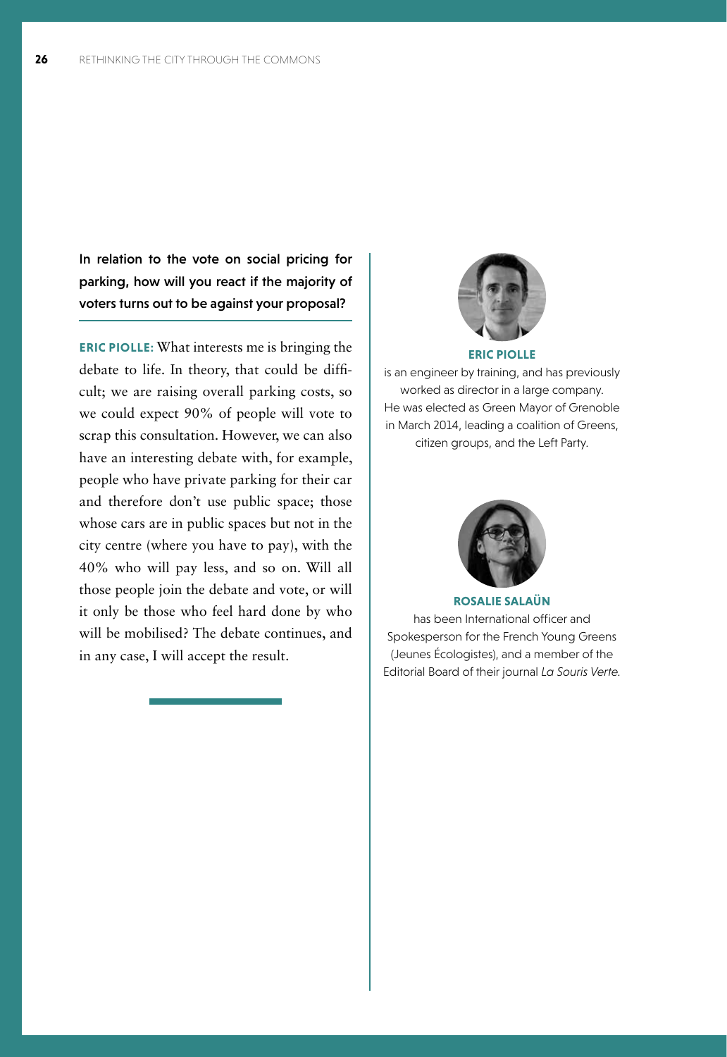**In relation to the vote on social pricing for parking, how will you react if the majority of voters turns out to be against your proposal?**

**ERIC PIOLLE:** What interests me is bringing the debate to life. In theory, that could be difficult; we are raising overall parking costs, so we could expect 90% of people will vote to scrap this consultation. However, we can also have an interesting debate with, for example, people who have private parking for their car and therefore don't use public space; those whose cars are in public spaces but not in the city centre (where you have to pay), with the 40% who will pay less, and so on. Will all those people join the debate and vote, or will it only be those who feel hard done by who will be mobilised? The debate continues, and in any case, I will accept the result.

**ERIC PIOLLE**

is an engineer by training, and has previously worked as director in a large company. He was elected as Green Mayor of Grenoble in March 2014, leading a coalition of Greens, citizen groups, and the Left Party.

**ROSALIE SALAÜN**

has been International officer and Spokesperson for the French Young Greens (Jeunes Écologistes), and a member of the Editorial Board of their journal *La Souris Verte*.